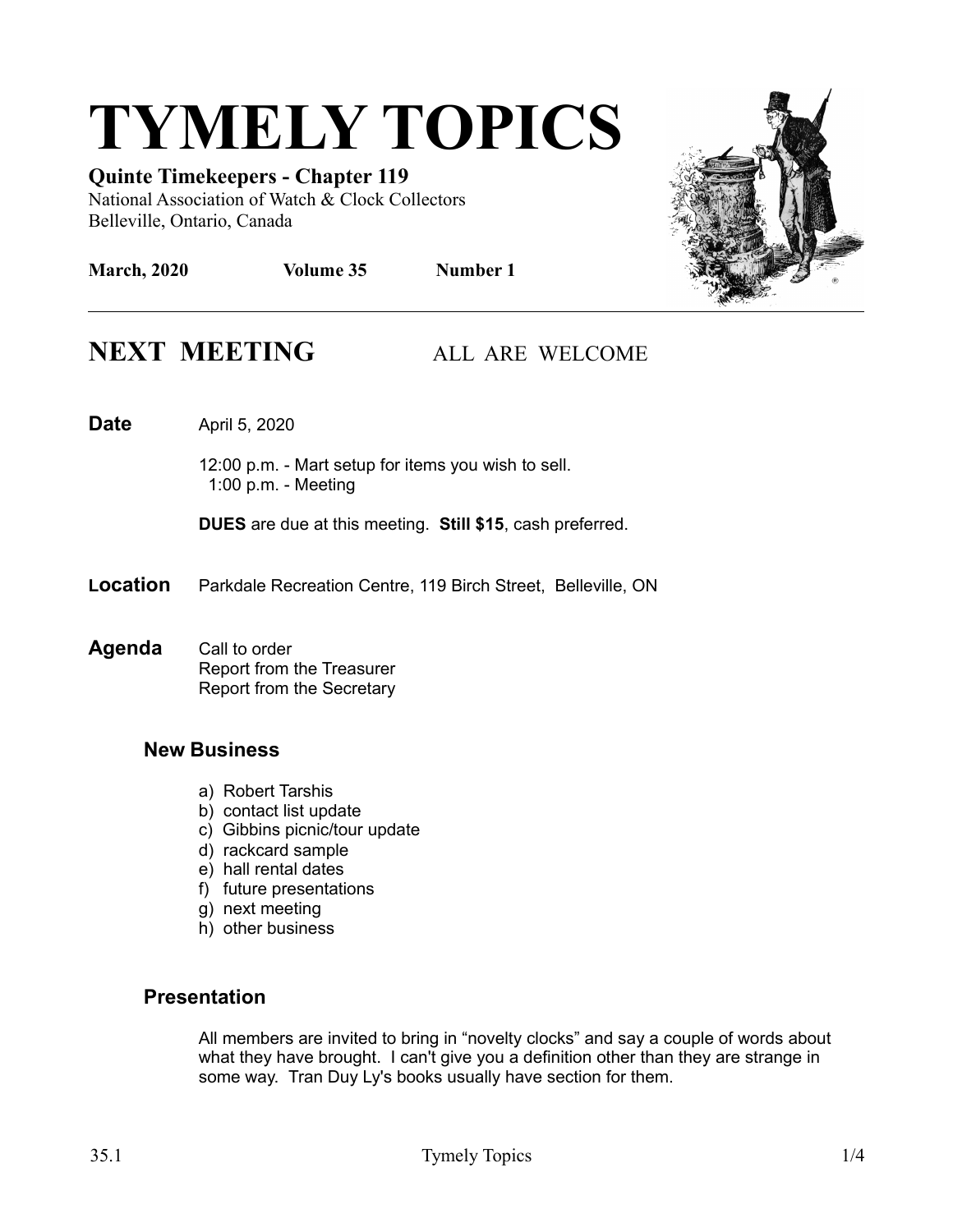# TYMELY TOPICS

**Quinte Timekeepers - Chapter 119**
National Association of Watch & Clock Collectors
Belleville, Ontario, Canada

**March, 2020** **Volume 35** **Number 1**

---

## NEXT MEETING ALL ARE WELCOME

**Date** April 5, 2020

12:00 p.m. - Mart setup for items you wish to sell.
1:00 p.m. - Meeting

**DUES** are due at this meeting. **Still $15**, cash preferred.

**Location** Parkdale Recreation Centre, 119 Birch Street, Belleville, ON

**Agenda** Call to order
Report from the Treasurer
Report from the Secretary

### New Business

a) Robert Tarshis
b) contact list update
c) Gibbins picnic/tour update
d) rackcard sample
e) hall rental dates
f) future presentations
g) next meeting
h) other business

### Presentation

All members are invited to bring in "novelty clocks" and say a couple of words about what they have brought. I can't give you a definition other than they are strange in some way. Tran Duy Ly's books usually have section for them.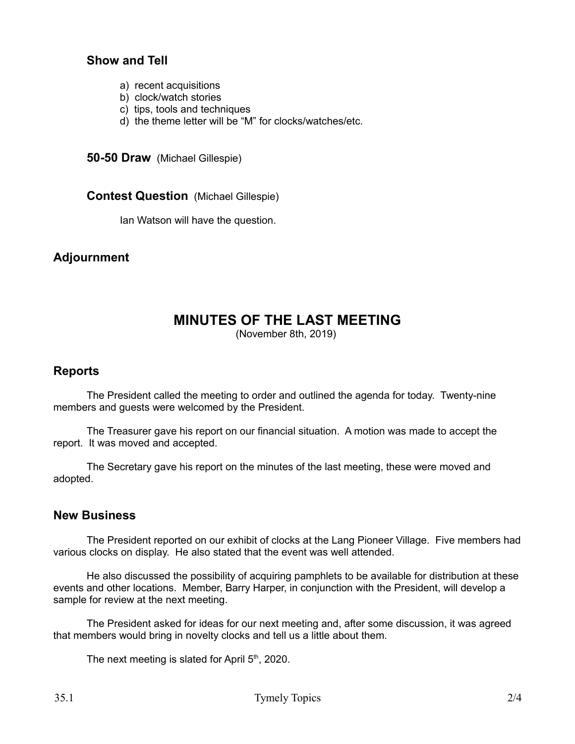### Show and Tell

a) recent acquisitions
b) clock/watch stories
c) tips, tools and techniques
d) the theme letter will be "M" for clocks/watches/etc.

### 50-50 Draw (Michael Gillespie)

### Contest Question (Michael Gillespie)

Ian Watson will have the question.

## Adjournment

# MINUTES OF THE LAST MEETING

(November 8th, 2019)

## Reports

The President called the meeting to order and outlined the agenda for today. Twenty-nine members and guests were welcomed by the President.

The Treasurer gave his report on our financial situation. A motion was made to accept the report. It was moved and accepted.

The Secretary gave his report on the minutes of the last meeting, these were moved and adopted.

## New Business

The President reported on our exhibit of clocks at the Lang Pioneer Village. Five members had various clocks on display. He also stated that the event was well attended.

He also discussed the possibility of acquiring pamphlets to be available for distribution at these events and other locations. Member, Barry Harper, in conjunction with the President, will develop a sample for review at the next meeting.

The President asked for ideas for our next meeting and, after some discussion, it was agreed that members would bring in novelty clocks and tell us a little about them.

The next meeting is slated for April 5th, 2020.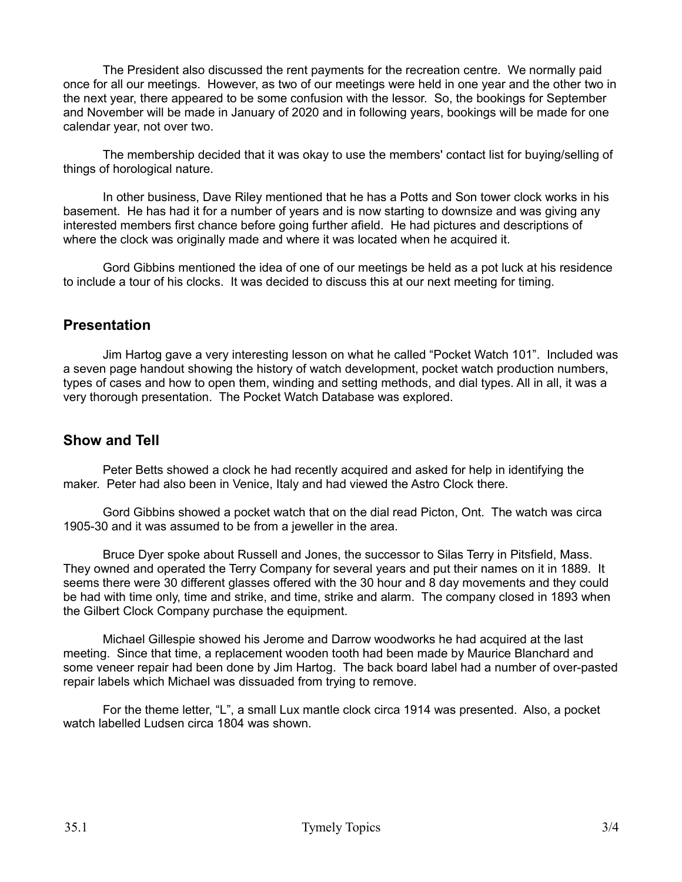The President also discussed the rent payments for the recreation centre. We normally paid once for all our meetings. However, as two of our meetings were held in one year and the other two in the next year, there appeared to be some confusion with the lessor. So, the bookings for September and November will be made in January of 2020 and in following years, bookings will be made for one calendar year, not over two.

The membership decided that it was okay to use the members' contact list for buying/selling of things of horological nature.

In other business, Dave Riley mentioned that he has a Potts and Son tower clock works in his basement. He has had it for a number of years and is now starting to downsize and was giving any interested members first chance before going further afield. He had pictures and descriptions of where the clock was originally made and where it was located when he acquired it.

Gord Gibbins mentioned the idea of one of our meetings be held as a pot luck at his residence to include a tour of his clocks. It was decided to discuss this at our next meeting for timing.

## Presentation

Jim Hartog gave a very interesting lesson on what he called "Pocket Watch 101". Included was a seven page handout showing the history of watch development, pocket watch production numbers, types of cases and how to open them, winding and setting methods, and dial types. All in all, it was a very thorough presentation. The Pocket Watch Database was explored.

## Show and Tell

Peter Betts showed a clock he had recently acquired and asked for help in identifying the maker. Peter had also been in Venice, Italy and had viewed the Astro Clock there.

Gord Gibbins showed a pocket watch that on the dial read Picton, Ont. The watch was circa 1905-30 and it was assumed to be from a jeweller in the area.

Bruce Dyer spoke about Russell and Jones, the successor to Silas Terry in Pitsfield, Mass. They owned and operated the Terry Company for several years and put their names on it in 1889. It seems there were 30 different glasses offered with the 30 hour and 8 day movements and they could be had with time only, time and strike, and time, strike and alarm. The company closed in 1893 when the Gilbert Clock Company purchase the equipment.

Michael Gillespie showed his Jerome and Darrow woodworks he had acquired at the last meeting. Since that time, a replacement wooden tooth had been made by Maurice Blanchard and some veneer repair had been done by Jim Hartog. The back board label had a number of over-pasted repair labels which Michael was dissuaded from trying to remove.

For the theme letter, "L", a small Lux mantle clock circa 1914 was presented. Also, a pocket watch labelled Ludsen circa 1804 was shown.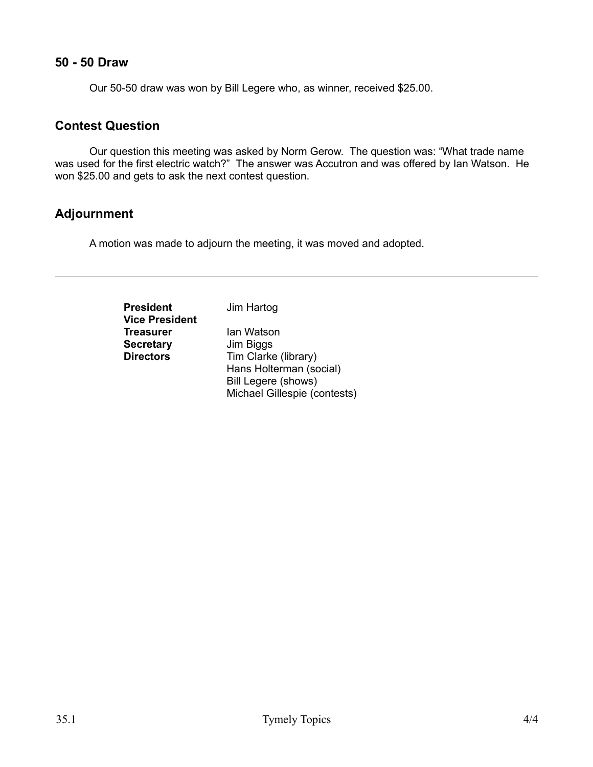## 50 - 50 Draw

Our 50-50 draw was won by Bill Legere who, as winner, received $25.00.

## Contest Question

Our question this meeting was asked by Norm Gerow. The question was: "What trade name was used for the first electric watch?" The answer was Accutron and was offered by Ian Watson. He won $25.00 and gets to ask the next contest question.

## Adjournment

A motion was made to adjourn the meeting, it was moved and adopted.

---

| | |
|---|---|
| **President** | Jim Hartog |
| **Vice President** | |
| **Treasurer** | Ian Watson |
| **Secretary** | Jim Biggs |
| **Directors** | Tim Clarke (library) |
| | Hans Holterman (social) |
| | Bill Legere (shows) |
| | Michael Gillespie (contests) |